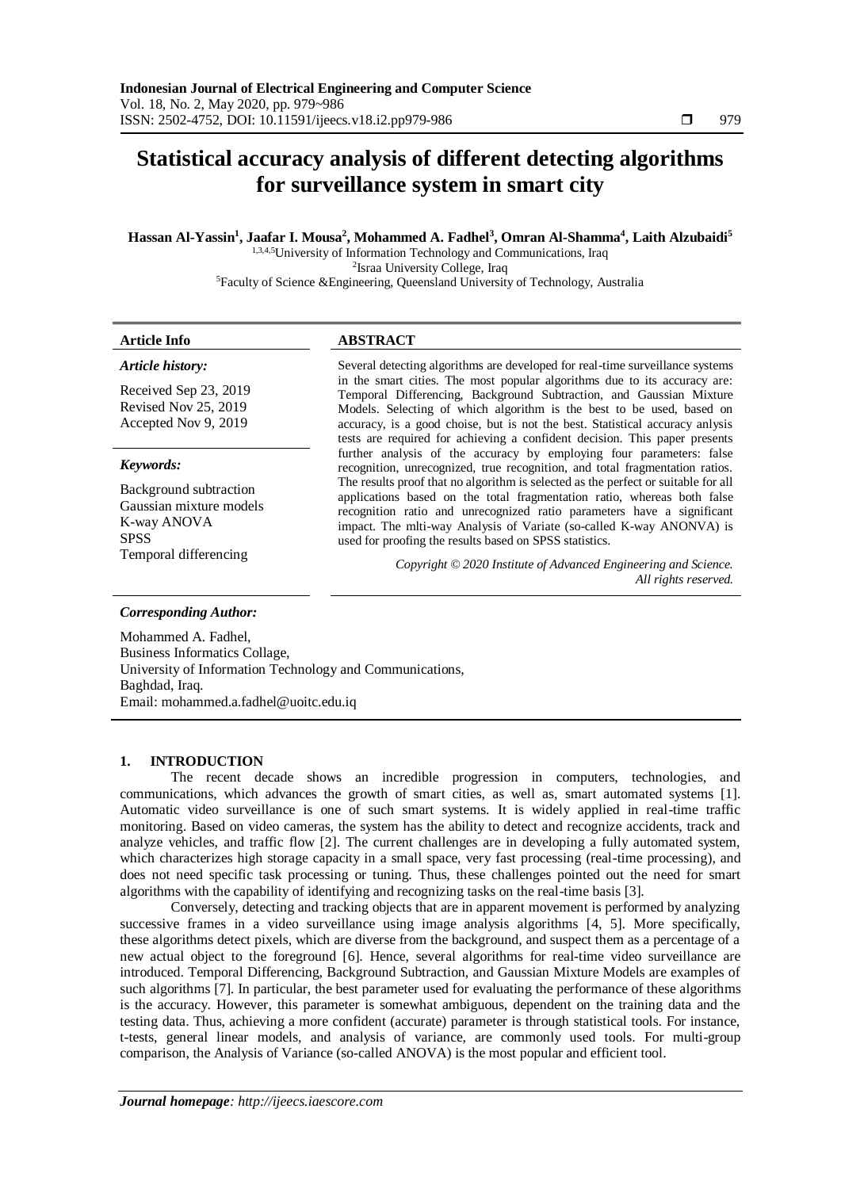# Statistical accuracy analysis of different detecting algorithms for surveillance system in smart city

**Hassan Al-Yassin[1], Jaafar I. Mousa[2], Mohammed A. Fadhel[3], Omran Al-Shamma[4], Laith Alzubaidi[5]**

[1,3,4,5]University of Information Technology and Communications, Iraq
[2]Israa University College, Iraq
[5]Faculty of Science &Engineering, Queensland University of Technology, Australia

**Article Info**

*Article history:*

Received Sep 23, 2019
Revised Nov 25, 2019
Accepted Nov 9, 2019

*Keywords:*

Background subtraction
Gaussian mixture models
K-way ANOVA
SPSS
Temporal differencing

**ABSTRACT**

Several detecting algorithms are developed for real-time surveillance systems in the smart cities. The most popular algorithms due to its accuracy are: Temporal Differencing, Background Subtraction, and Gaussian Mixture Models. Selecting of which algorithm is the best to be used, based on accuracy, is a good choise, but is not the best. Statistical accuracy anlysis tests are required for achieving a confident decision. This paper presents further analysis of the accuracy by employing four parameters: false recognition, unrecognized, true recognition, and total fragmentation ratios. The results proof that no algorithm is selected as the perfect or suitable for all applications based on the total fragmentation ratio, whereas both false recognition ratio and unrecognized ratio parameters have a significant impact. The mlti-way Analysis of Variate (so-called K-way ANONVA) is used for proofing the results based on SPSS statistics.

*Copyright © 2020 Institute of Advanced Engineering and Science. All rights reserved.*

***Corresponding Author:***

Mohammed A. Fadhel,
Business Informatics Collage,
University of Information Technology and Communications,
Baghdad, Iraq.
Email: mohammed.a.fadhel@uoitc.edu.iq

## 1. INTRODUCTION

The recent decade shows an incredible progression in computers, technologies, and communications, which advances the growth of smart cities, as well as, smart automated systems [1]. Automatic video surveillance is one of such smart systems. It is widely applied in real-time traffic monitoring. Based on video cameras, the system has the ability to detect and recognize accidents, track and analyze vehicles, and traffic flow [2]. The current challenges are in developing a fully automated system, which characterizes high storage capacity in a small space, very fast processing (real-time processing), and does not need specific task processing or tuning. Thus, these challenges pointed out the need for smart algorithms with the capability of identifying and recognizing tasks on the real-time basis [3].

Conversely, detecting and tracking objects that are in apparent movement is performed by analyzing successive frames in a video surveillance using image analysis algorithms [4, 5]. More specifically, these algorithms detect pixels, which are diverse from the background, and suspect them as a percentage of a new actual object to the foreground [6]. Hence, several algorithms for real-time video surveillance are introduced. Temporal Differencing, Background Subtraction, and Gaussian Mixture Models are examples of such algorithms [7]. In particular, the best parameter used for evaluating the performance of these algorithms is the accuracy. However, this parameter is somewhat ambiguous, dependent on the training data and the testing data. Thus, achieving a more confident (accurate) parameter is through statistical tools. For instance, t-tests, general linear models, and analysis of variance, are commonly used tools. For multi-group comparison, the Analysis of Variance (so-called ANOVA) is the most popular and efficient tool.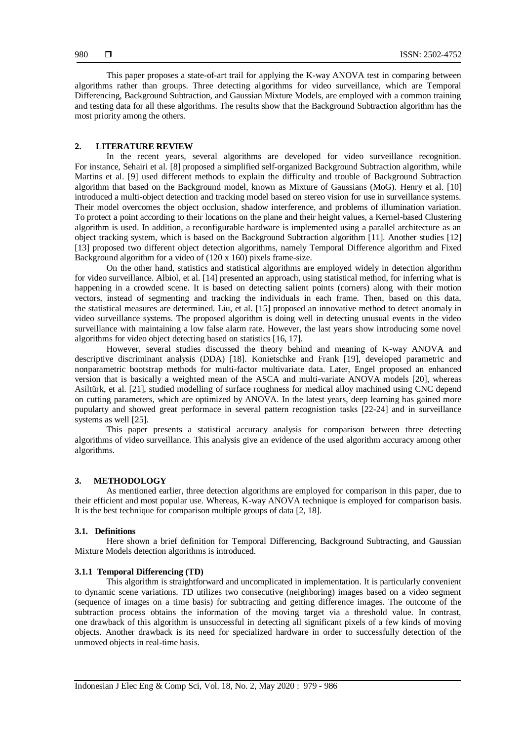This paper proposes a state-of-art trail for applying the K-way ANOVA test in comparing between algorithms rather than groups. Three detecting algorithms for video surveillance, which are Temporal Differencing, Background Subtraction, and Gaussian Mixture Models, are employed with a common training and testing data for all these algorithms. The results show that the Background Subtraction algorithm has the most priority among the others.

## 2. LITERATURE REVIEW

In the recent years, several algorithms are developed for video surveillance recognition. For instance, Sehairi et al. [8] proposed a simplified self-organized Background Subtraction algorithm, while Martins et al. [9] used different methods to explain the difficulty and trouble of Background Subtraction algorithm that based on the Background model, known as Mixture of Gaussians (MoG). Henry et al. [10] introduced a multi-object detection and tracking model based on stereo vision for use in surveillance systems. Their model overcomes the object occlusion, shadow interference, and problems of illumination variation. To protect a point according to their locations on the plane and their height values, a Kernel-based Clustering algorithm is used. In addition, a reconfigurable hardware is implemented using a parallel architecture as an object tracking system, which is based on the Background Subtraction algorithm [11]. Another studies [12] [13] proposed two different object detection algorithms, namely Temporal Difference algorithm and Fixed Background algorithm for a video of (120 x 160) pixels frame-size.

On the other hand, statistics and statistical algorithms are employed widely in detection algorithm for video surveillance. Albiol, et al. [14] presented an approach, using statistical method, for inferring what is happening in a crowded scene. It is based on detecting salient points (corners) along with their motion vectors, instead of segmenting and tracking the individuals in each frame. Then, based on this data, the statistical measures are determined. Liu, et al. [15] proposed an innovative method to detect anomaly in video surveillance systems. The proposed algorithm is doing well in detecting unusual events in the video surveillance with maintaining a low false alarm rate. However, the last years show introducing some novel algorithms for video object detecting based on statistics [16, 17].

However, several studies discussed the theory behind and meaning of K-way ANOVA and descriptive discriminant analysis (DDA) [18]. Konietschke and Frank [19], developed parametric and nonparametric bootstrap methods for multi-factor multivariate data. Later, Engel proposed an enhanced version that is basically a weighted mean of the ASCA and multi-variate ANOVA models [20], whereas Asiltürk, et al. [21], studied modelling of surface roughness for medical alloy machined using CNC depend on cutting parameters, which are optimized by ANOVA. In the latest years, deep learning has gained more pupularty and showed great performace in several pattern recognition tasks [22-24] and in surveillance systems as well [25].

This paper presents a statistical accuracy analysis for comparison between three detecting algorithms of video surveillance. This analysis give an evidence of the used algorithm accuracy among other algorithms.

## 3. METHODOLOGY

As mentioned earlier, three detection algorithms are employed for comparison in this paper, due to their efficient and most popular use. Whereas, K-way ANOVA technique is employed for comparison basis. It is the best technique for comparison multiple groups of data [2, 18].

### 3.1. Definitions

Here shown a brief definition for Temporal Differencing, Background Subtracting, and Gaussian Mixture Models detection algorithms is introduced.

#### 3.1.1 Temporal Differencing (TD)

This algorithm is straightforward and uncomplicated in implementation. It is particularly convenient to dynamic scene variations. TD utilizes two consecutive (neighboring) images based on a video segment (sequence of images on a time basis) for subtracting and getting difference images. The outcome of the subtraction process obtains the information of the moving target via a threshold value. In contrast, one drawback of this algorithm is unsuccessful in detecting all significant pixels of a few kinds of moving objects. Another drawback is its need for specialized hardware in order to successfully detection of the unmoved objects in real-time basis.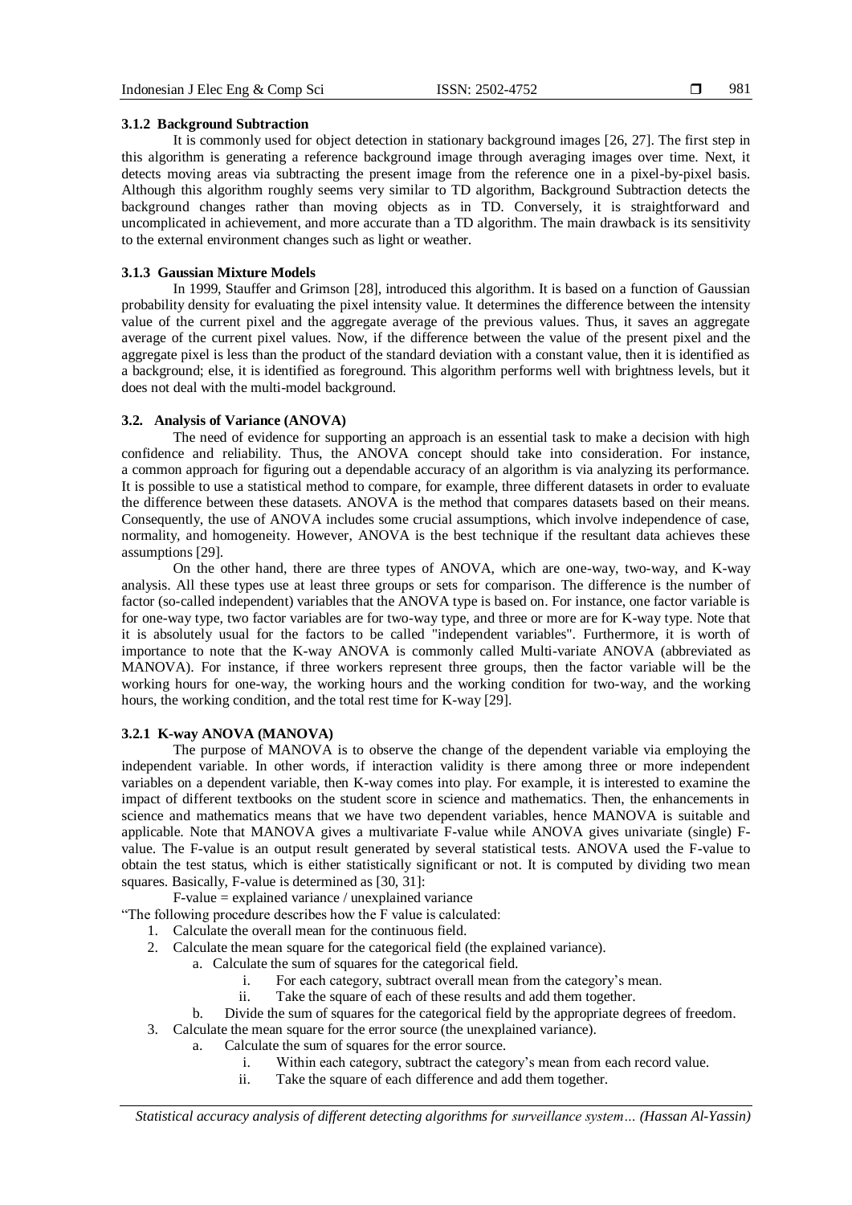#### 3.1.2 Background Subtraction

It is commonly used for object detection in stationary background images [26, 27]. The first step in this algorithm is generating a reference background image through averaging images over time. Next, it detects moving areas via subtracting the present image from the reference one in a pixel-by-pixel basis. Although this algorithm roughly seems very similar to TD algorithm, Background Subtraction detects the background changes rather than moving objects as in TD. Conversely, it is straightforward and uncomplicated in achievement, and more accurate than a TD algorithm. The main drawback is its sensitivity to the external environment changes such as light or weather.

#### 3.1.3 Gaussian Mixture Models

In 1999, Stauffer and Grimson [28], introduced this algorithm. It is based on a function of Gaussian probability density for evaluating the pixel intensity value. It determines the difference between the intensity value of the current pixel and the aggregate average of the previous values. Thus, it saves an aggregate average of the current pixel values. Now, if the difference between the value of the present pixel and the aggregate pixel is less than the product of the standard deviation with a constant value, then it is identified as a background; else, it is identified as foreground. This algorithm performs well with brightness levels, but it does not deal with the multi-model background.

### 3.2. Analysis of Variance (ANOVA)

The need of evidence for supporting an approach is an essential task to make a decision with high confidence and reliability. Thus, the ANOVA concept should take into consideration. For instance, a common approach for figuring out a dependable accuracy of an algorithm is via analyzing its performance. It is possible to use a statistical method to compare, for example, three different datasets in order to evaluate the difference between these datasets. ANOVA is the method that compares datasets based on their means. Consequently, the use of ANOVA includes some crucial assumptions, which involve independence of case, normality, and homogeneity. However, ANOVA is the best technique if the resultant data achieves these assumptions [29].

On the other hand, there are three types of ANOVA, which are one-way, two-way, and K-way analysis. All these types use at least three groups or sets for comparison. The difference is the number of factor (so-called independent) variables that the ANOVA type is based on. For instance, one factor variable is for one-way type, two factor variables are for two-way type, and three or more are for K-way type. Note that it is absolutely usual for the factors to be called "independent variables". Furthermore, it is worth of importance to note that the K-way ANOVA is commonly called Multi-variate ANOVA (abbreviated as MANOVA). For instance, if three workers represent three groups, then the factor variable will be the working hours for one-way, the working hours and the working condition for two-way, and the working hours, the working condition, and the total rest time for K-way [29].

#### 3.2.1 K-way ANOVA (MANOVA)

The purpose of MANOVA is to observe the change of the dependent variable via employing the independent variable. In other words, if interaction validity is there among three or more independent variables on a dependent variable, then K-way comes into play. For example, it is interested to examine the impact of different textbooks on the student score in science and mathematics. Then, the enhancements in science and mathematics means that we have two dependent variables, hence MANOVA is suitable and applicable. Note that MANOVA gives a multivariate F-value while ANOVA gives univariate (single) F-value. The F-value is an output result generated by several statistical tests. ANOVA used the F-value to obtain the test status, which is either statistically significant or not. It is computed by dividing two mean squares. Basically, F-value is determined as [30, 31]:

F-value = explained variance / unexplained variance

"The following procedure describes how the F value is calculated:

1. Calculate the overall mean for the continuous field.
2. Calculate the mean square for the categorical field (the explained variance).
   a. Calculate the sum of squares for the categorical field.
      i. For each category, subtract overall mean from the category's mean.
      ii. Take the square of each of these results and add them together.
   b. Divide the sum of squares for the categorical field by the appropriate degrees of freedom.
3. Calculate the mean square for the error source (the unexplained variance).
   a. Calculate the sum of squares for the error source.
      i. Within each category, subtract the category's mean from each record value.
      ii. Take the square of each difference and add them together.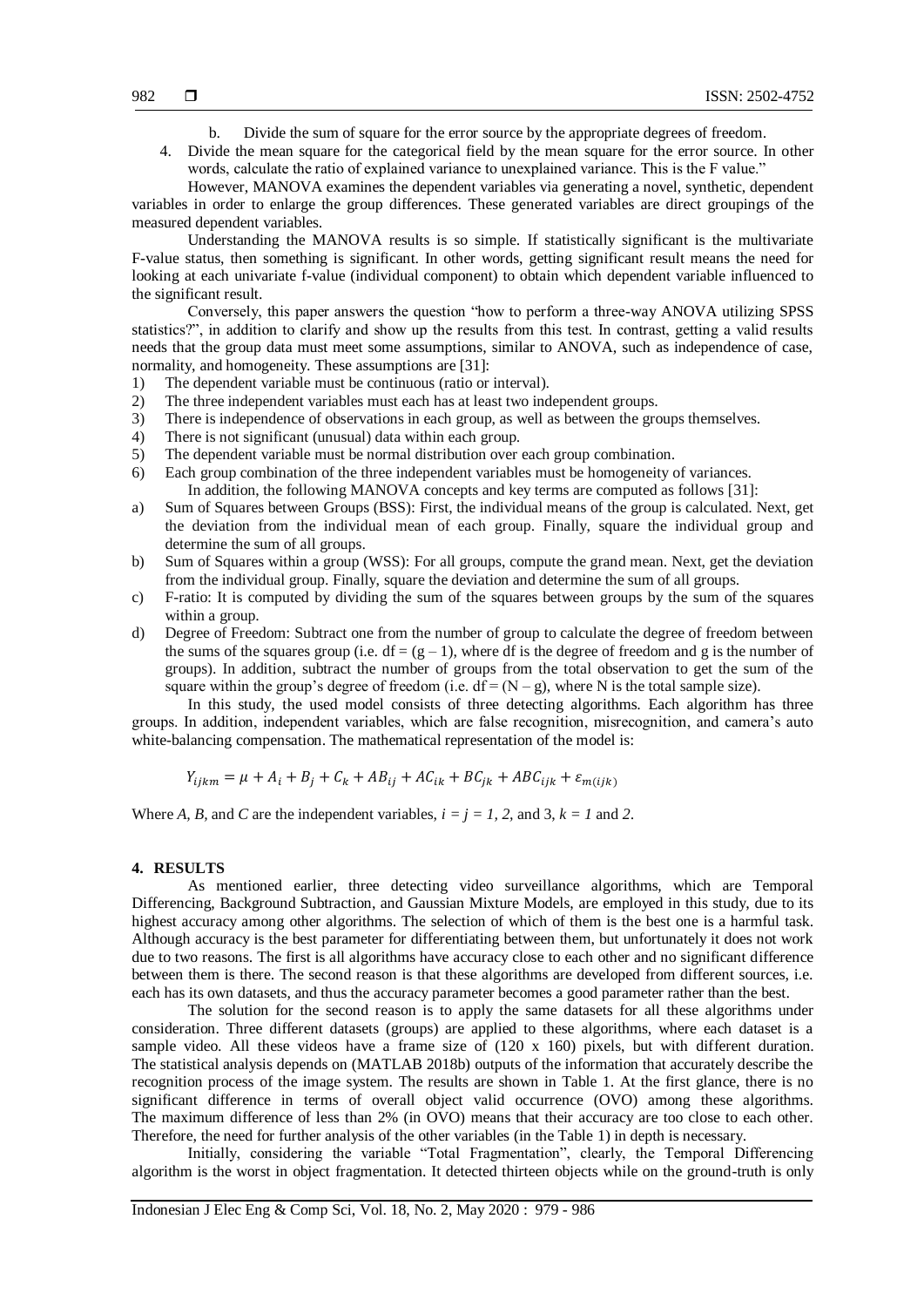b. Divide the sum of square for the error source by the appropriate degrees of freedom.

4. Divide the mean square for the categorical field by the mean square for the error source. In other words, calculate the ratio of explained variance to unexplained variance. This is the F value."

However, MANOVA examines the dependent variables via generating a novel, synthetic, dependent variables in order to enlarge the group differences. These generated variables are direct groupings of the measured dependent variables.

Understanding the MANOVA results is so simple. If statistically significant is the multivariate F-value status, then something is significant. In other words, getting significant result means the need for looking at each univariate f-value (individual component) to obtain which dependent variable influenced to the significant result.

Conversely, this paper answers the question "how to perform a three-way ANOVA utilizing SPSS statistics?", in addition to clarify and show up the results from this test. In contrast, getting a valid results needs that the group data must meet some assumptions, similar to ANOVA, such as independence of case, normality, and homogeneity. These assumptions are [31]:

1) The dependent variable must be continuous (ratio or interval).
2) The three independent variables must each has at least two independent groups.
3) There is independence of observations in each group, as well as between the groups themselves.
4) There is not significant (unusual) data within each group.
5) The dependent variable must be normal distribution over each group combination.
6) Each group combination of the three independent variables must be homogeneity of variances.

In addition, the following MANOVA concepts and key terms are computed as follows [31]:

a) Sum of Squares between Groups (BSS): First, the individual means of the group is calculated. Next, get the deviation from the individual mean of each group. Finally, square the individual group and determine the sum of all groups.
b) Sum of Squares within a group (WSS): For all groups, compute the grand mean. Next, get the deviation from the individual group. Finally, square the deviation and determine the sum of all groups.
c) F-ratio: It is computed by dividing the sum of the squares between groups by the sum of the squares within a group.
d) Degree of Freedom: Subtract one from the number of group to calculate the degree of freedom between the sums of the squares group (i.e. $df = (g - 1)$, where df is the degree of freedom and g is the number of groups). In addition, subtract the number of groups from the total observation to get the sum of the square within the group's degree of freedom (i.e. $df = (N - g)$, where N is the total sample size).

In this study, the used model consists of three detecting algorithms. Each algorithm has three groups. In addition, independent variables, which are false recognition, misrecognition, and camera's auto white-balancing compensation. The mathematical representation of the model is:

$$Y_{ijkm} = \mu + A_i + B_j + C_k + AB_{ij} + AC_{ik} + BC_{jk} + ABC_{ijk} + \varepsilon_{m(ijk)}$$

Where *A*, *B*, and *C* are the independent variables, $i = j = 1, 2$, and 3, $k = 1$ and $2$.

## 4. RESULTS

As mentioned earlier, three detecting video surveillance algorithms, which are Temporal Differencing, Background Subtraction, and Gaussian Mixture Models, are employed in this study, due to its highest accuracy among other algorithms. The selection of which of them is the best one is a harmful task. Although accuracy is the best parameter for differentiating between them, but unfortunately it does not work due to two reasons. The first is all algorithms have accuracy close to each other and no significant difference between them is there. The second reason is that these algorithms are developed from different sources, i.e. each has its own datasets, and thus the accuracy parameter becomes a good parameter rather than the best.

The solution for the second reason is to apply the same datasets for all these algorithms under consideration. Three different datasets (groups) are applied to these algorithms, where each dataset is a sample video. All these videos have a frame size of (120 x 160) pixels, but with different duration. The statistical analysis depends on (MATLAB 2018b) outputs of the information that accurately describe the recognition process of the image system. The results are shown in Table 1. At the first glance, there is no significant difference in terms of overall object valid occurrence (OVO) among these algorithms. The maximum difference of less than 2% (in OVO) means that their accuracy are too close to each other. Therefore, the need for further analysis of the other variables (in the Table 1) in depth is necessary.

Initially, considering the variable "Total Fragmentation", clearly, the Temporal Differencing algorithm is the worst in object fragmentation. It detected thirteen objects while on the ground-truth is only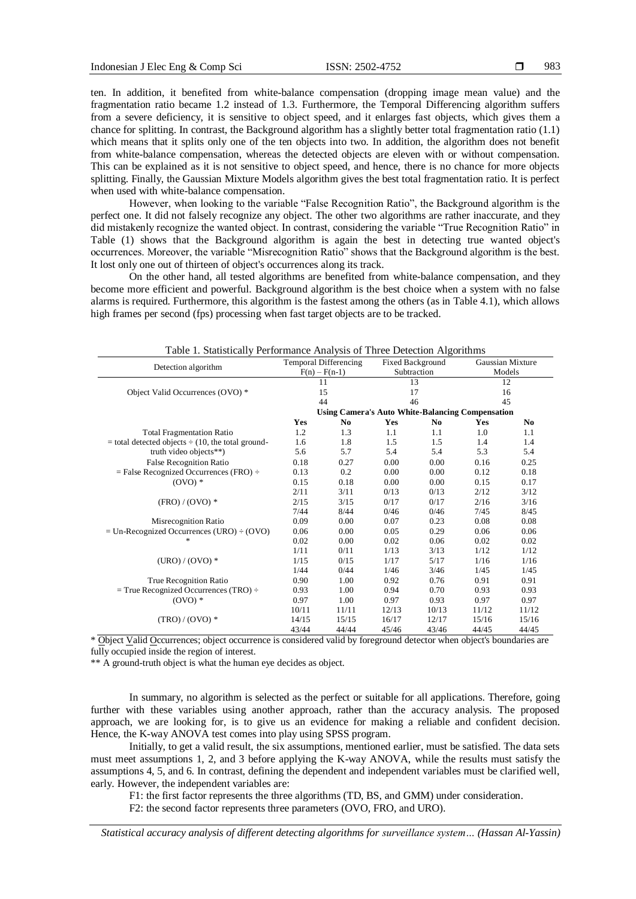ten. In addition, it benefited from white-balance compensation (dropping image mean value) and the fragmentation ratio became 1.2 instead of 1.3. Furthermore, the Temporal Differencing algorithm suffers from a severe deficiency, it is sensitive to object speed, and it enlarges fast objects, which gives them a chance for splitting. In contrast, the Background algorithm has a slightly better total fragmentation ratio (1.1) which means that it splits only one of the ten objects into two. In addition, the algorithm does not benefit from white-balance compensation, whereas the detected objects are eleven with or without compensation. This can be explained as it is not sensitive to object speed, and hence, there is no chance for more objects splitting. Finally, the Gaussian Mixture Models algorithm gives the best total fragmentation ratio. It is perfect when used with white-balance compensation.

However, when looking to the variable "False Recognition Ratio", the Background algorithm is the perfect one. It did not falsely recognize any object. The other two algorithms are rather inaccurate, and they did mistakenly recognize the wanted object. In contrast, considering the variable "True Recognition Ratio" in Table (1) shows that the Background algorithm is again the best in detecting true wanted object's occurrences. Moreover, the variable "Misrecognition Ratio" shows that the Background algorithm is the best. It lost only one out of thirteen of object's occurrences along its track.

On the other hand, all tested algorithms are benefited from white-balance compensation, and they become more efficient and powerful. Background algorithm is the best choice when a system with no false alarms is required. Furthermore, this algorithm is the fastest among the others (as in Table 4.1), which allows high frames per second (fps) processing when fast target objects are to be tracked.

Table 1. Statistically Performance Analysis of Three Detection Algorithms

| Detection algorithm | Temporal Differencing F(n) – F(n-1) | | Fixed Background Subtraction | | Gaussian Mixture Models | |
|---|---|---|---|---|---|---|
| Object Valid Occurrences (OVO) * | 11 | | 13 | | 12 | |
| | 15 | | 17 | | 16 | |
| | 44 | | 46 | | 45 | |
| | Using Camera's Auto White-Balancing Compensation | | | | | |
| | **Yes** | **No** | **Yes** | **No** | **Yes** | **No** |
| Total Fragmentation Ratio | 1.2 | 1.3 | 1.1 | 1.1 | 1.0 | 1.1 |
| = total detected objects ÷ (10, the total ground- | 1.6 | 1.8 | 1.5 | 1.5 | 1.4 | 1.4 |
| truth video objects**) | 5.6 | 5.7 | 5.4 | 5.4 | 5.3 | 5.4 |
| False Recognition Ratio | 0.18 | 0.27 | 0.00 | 0.00 | 0.16 | 0.25 |
| = False Recognized Occurrences (FRO) ÷ | 0.13 | 0.2 | 0.00 | 0.00 | 0.12 | 0.18 |
| (OVO) * | 0.15 | 0.18 | 0.00 | 0.00 | 0.15 | 0.17 |
| | 2/11 | 3/11 | 0/13 | 0/13 | 2/12 | 3/12 |
| (FRO) / (OVO) * | 2/15 | 3/15 | 0/17 | 0/17 | 2/16 | 3/16 |
| | 7/44 | 8/44 | 0/46 | 0/46 | 7/45 | 8/45 |
| Misrecognition Ratio | 0.09 | 0.00 | 0.07 | 0.23 | 0.08 | 0.08 |
| = Un-Recognized Occurrences (URO) ÷ (OVO) | 0.06 | 0.00 | 0.05 | 0.29 | 0.06 | 0.06 |
| * | 0.02 | 0.00 | 0.02 | 0.06 | 0.02 | 0.02 |
| | 1/11 | 0/11 | 1/13 | 3/13 | 1/12 | 1/12 |
| (URO) / (OVO) * | 1/15 | 0/15 | 1/17 | 5/17 | 1/16 | 1/16 |
| | 1/44 | 0/44 | 1/46 | 3/46 | 1/45 | 1/45 |
| True Recognition Ratio | 0.90 | 1.00 | 0.92 | 0.76 | 0.91 | 0.91 |
| = True Recognized Occurrences (TRO) ÷ | 0.93 | 1.00 | 0.94 | 0.70 | 0.93 | 0.93 |
| (OVO) * | 0.97 | 1.00 | 0.97 | 0.93 | 0.97 | 0.97 |
| | 10/11 | 11/11 | 12/13 | 10/13 | 11/12 | 11/12 |
| (TRO) / (OVO) * | 14/15 | 15/15 | 16/17 | 12/17 | 15/16 | 15/16 |
| | 43/44 | 44/44 | 45/46 | 43/46 | 44/45 | 44/45 |

\* Object Valid Occurrences; object occurrence is considered valid by foreground detector when object's boundaries are fully occupied inside the region of interest.

\*\* A ground-truth object is what the human eye decides as object.

In summary, no algorithm is selected as the perfect or suitable for all applications. Therefore, going further with these variables using another approach, rather than the accuracy analysis. The proposed approach, we are looking for, is to give us an evidence for making a reliable and confident decision. Hence, the K-way ANOVA test comes into play using SPSS program.

Initially, to get a valid result, the six assumptions, mentioned earlier, must be satisfied. The data sets must meet assumptions 1, 2, and 3 before applying the K-way ANOVA, while the results must satisfy the assumptions 4, 5, and 6. In contrast, defining the dependent and independent variables must be clarified well, early. However, the independent variables are:

F1: the first factor represents the three algorithms (TD, BS, and GMM) under consideration.

F2: the second factor represents three parameters (OVO, FRO, and URO).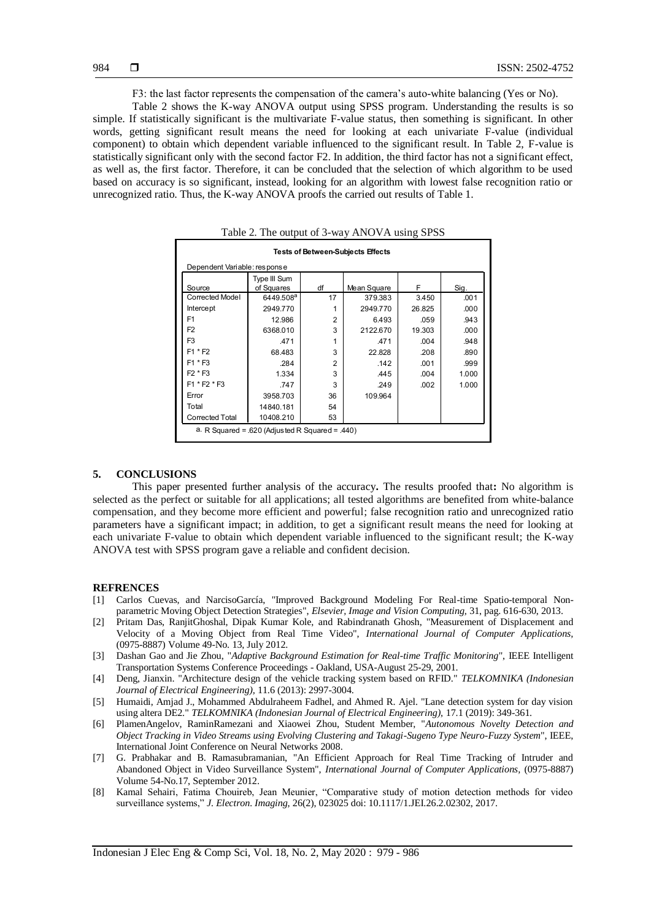F3: the last factor represents the compensation of the camera's auto-white balancing (Yes or No).

Table 2 shows the K-way ANOVA output using SPSS program. Understanding the results is so simple. If statistically significant is the multivariate F-value status, then something is significant. In other words, getting significant result means the need for looking at each univariate F-value (individual component) to obtain which dependent variable influenced to the significant result. In Table 2, F-value is statistically significant only with the second factor F2. In addition, the third factor has not a significant effect, as well as, the first factor. Therefore, it can be concluded that the selection of which algorithm to be used based on accuracy is so significant, instead, looking for an algorithm with lowest false recognition ratio or unrecognized ratio. Thus, the K-way ANOVA proofs the carried out results of Table 1.

Table 2. The output of 3-way ANOVA using SPSS

**Tests of Between-Subjects Effects**

Dependent Variable: response

| Source | Type III Sum of Squares | df | Mean Square | F | Sig. |
|---|---|---|---|---|---|
| Corrected Model | 6449.508[a] | 17 | 379.383 | 3.450 | .001 |
| Intercept | 2949.770 | 1 | 2949.770 | 26.825 | .000 |
| F1 | 12.986 | 2 | 6.493 | .059 | .943 |
| F2 | 6368.010 | 3 | 2122.670 | 19.303 | .000 |
| F3 | .471 | 1 | .471 | .004 | .948 |
| F1 * F2 | 68.483 | 3 | 22.828 | .208 | .890 |
| F1 * F3 | .284 | 2 | .142 | .001 | .999 |
| F2 * F3 | 1.334 | 3 | .445 | .004 | 1.000 |
| F1 * F2 * F3 | .747 | 3 | .249 | .002 | 1.000 |
| Error | 3958.703 | 36 | 109.964 | | |
| Total | 14840.181 | 54 | | | |
| Corrected Total | 10408.210 | 53 | | | |

a. R Squared = .620 (Adjusted R Squared = .440)

## 5. CONCLUSIONS

This paper presented further analysis of the accuracy**.** The results proofed that**:** No algorithm is selected as the perfect or suitable for all applications; all tested algorithms are benefited from white-balance compensation, and they become more efficient and powerful; false recognition ratio and unrecognized ratio parameters have a significant impact; in addition, to get a significant result means the need for looking at each univariate F-value to obtain which dependent variable influenced to the significant result; the K-way ANOVA test with SPSS program gave a reliable and confident decision.

## REFRENCES

[1] Carlos Cuevas, and NarcisoGarcía, "Improved Background Modeling For Real-time Spatio-temporal Non-parametric Moving Object Detection Strategies", *Elsevier, Image and Vision Computing,* 31, pag. 616-630, 2013.

[2] Pritam Das, RanjitGhoshal, Dipak Kumar Kole, and Rabindranath Ghosh, "Measurement of Displacement and Velocity of a Moving Object from Real Time Video", *International Journal of Computer Applications*, (0975-8887) Volume 49-No. 13, July 2012.

[3] Dashan Gao and Jie Zhou, "*Adaptive Background Estimation for Real-time Traffic Monitoring*", IEEE Intelligent Transportation Systems Conference Proceedings - Oakland, USA-August 25-29, 2001.

[4] Deng, Jianxin. "Architecture design of the vehicle tracking system based on RFID." *TELKOMNIKA (Indonesian Journal of Electrical Engineering),* 11.6 (2013): 2997-3004.

[5] Humaidi, Amjad J., Mohammed Abdulraheem Fadhel, and Ahmed R. Ajel. "Lane detection system for day vision using altera DE2." *TELKOMNIKA (Indonesian Journal of Electrical Engineering),* 17.1 (2019): 349-361.

[6] PlamenAngelov, RaminRamezani and Xiaowei Zhou, Student Member, "*Autonomous Novelty Detection and Object Tracking in Video Streams using Evolving Clustering and Takagi-Sugeno Type Neuro-Fuzzy System*", IEEE, International Joint Conference on Neural Networks 2008.

[7] G. Prabhakar and B. Ramasubramanian, "An Efficient Approach for Real Time Tracking of Intruder and Abandoned Object in Video Surveillance System", *International Journal of Computer Applications*, (0975-8887) Volume 54-No.17, September 2012.

[8] Kamal Sehairi, Fatima Chouireb, Jean Meunier, "Comparative study of motion detection methods for video surveillance systems," *J. Electron. Imaging*, 26(2), 023025 doi: 10.1117/1.JEI.26.2.02302, 2017.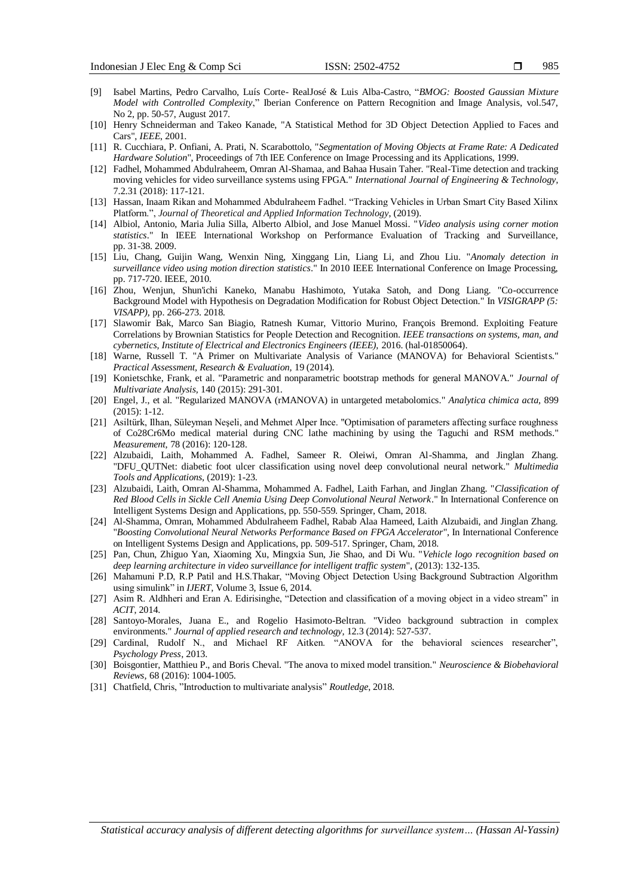- [9] Isabel Martins, Pedro Carvalho, Luís Corte- RealJosé & Luis Alba-Castro, "*BMOG: Boosted Gaussian Mixture Model with Controlled Complexity*," Iberian Conference on Pattern Recognition and Image Analysis, vol.547, No 2, pp. 50-57, August 2017.
- [10] Henry Schneiderman and Takeo Kanade, "A Statistical Method for 3D Object Detection Applied to Faces and Cars", *IEEE*, 2001.
- [11] R. Cucchiara, P. Onfiani, A. Prati, N. Scarabottolo, "*Segmentation of Moving Objects at Frame Rate: A Dedicated Hardware Solution*", Proceedings of 7th IEE Conference on Image Processing and its Applications, 1999.
- [12] Fadhel, Mohammed Abdulraheem, Omran Al-Shamaa, and Bahaa Husain Taher. "Real-Time detection and tracking moving vehicles for video surveillance systems using FPGA." *International Journal of Engineering & Technology*, 7.2.31 (2018): 117-121.
- [13] Hassan, Inaam Rikan and Mohammed Abdulraheem Fadhel. "Tracking Vehicles in Urban Smart City Based Xilinx Platform.", *Journal of Theoretical and Applied Information Technology*, (2019).
- [14] Albiol, Antonio, Maria Julia Silla, Alberto Albiol, and Jose Manuel Mossi. "*Video analysis using corner motion statistics*." In IEEE International Workshop on Performance Evaluation of Tracking and Surveillance, pp. 31-38. 2009.
- [15] Liu, Chang, Guijin Wang, Wenxin Ning, Xinggang Lin, Liang Li, and Zhou Liu. "*Anomaly detection in surveillance video using motion direction statistics*." In 2010 IEEE International Conference on Image Processing, pp. 717-720. IEEE, 2010.
- [16] Zhou, Wenjun, Shun'ichi Kaneko, Manabu Hashimoto, Yutaka Satoh, and Dong Liang. "Co-occurrence Background Model with Hypothesis on Degradation Modification for Robust Object Detection." In *VISIGRAPP (5: VISAPP)*, pp. 266-273. 2018.
- [17] Slawomir Bak, Marco San Biagio, Ratnesh Kumar, Vittorio Murino, François Bremond. Exploiting Feature Correlations by Brownian Statistics for People Detection and Recognition. *IEEE transactions on systems, man, and cybernetics, Institute of Electrical and Electronics Engineers (IEEE)*, 2016. (hal-01850064).
- [18] Warne, Russell T. "A Primer on Multivariate Analysis of Variance (MANOVA) for Behavioral Scientists." *Practical Assessment, Research & Evaluation*, 19 (2014).
- [19] Konietschke, Frank, et al. "Parametric and nonparametric bootstrap methods for general MANOVA." *Journal of Multivariate Analysis*, 140 (2015): 291-301.
- [20] Engel, J., et al. "Regularized MANOVA (rMANOVA) in untargeted metabolomics." *Analytica chimica acta*, 899 (2015): 1-12.
- [21] Asiltürk, Ilhan, Süleyman Neşeli, and Mehmet Alper Ince. "Optimisation of parameters affecting surface roughness of Co28Cr6Mo medical material during CNC lathe machining by using the Taguchi and RSM methods." *Measurement*, 78 (2016): 120-128.
- [22] Alzubaidi, Laith, Mohammed A. Fadhel, Sameer R. Oleiwi, Omran Al-Shamma, and Jinglan Zhang. "DFU_QUTNet: diabetic foot ulcer classification using novel deep convolutional neural network." *Multimedia Tools and Applications*, (2019): 1-23.
- [23] Alzubaidi, Laith, Omran Al-Shamma, Mohammed A. Fadhel, Laith Farhan, and Jinglan Zhang. "*Classification of Red Blood Cells in Sickle Cell Anemia Using Deep Convolutional Neural Network*." In International Conference on Intelligent Systems Design and Applications, pp. 550-559. Springer, Cham, 2018.
- [24] Al-Shamma, Omran, Mohammed Abdulraheem Fadhel, Rabab Alaa Hameed, Laith Alzubaidi, and Jinglan Zhang. "*Boosting Convolutional Neural Networks Performance Based on FPGA Accelerator*", In International Conference on Intelligent Systems Design and Applications, pp. 509-517. Springer, Cham, 2018.
- [25] Pan, Chun, Zhiguo Yan, Xiaoming Xu, Mingxia Sun, Jie Shao, and Di Wu. "*Vehicle logo recognition based on deep learning architecture in video surveillance for intelligent traffic system*", (2013): 132-135.
- [26] Mahamuni P.D, R.P Patil and H.S.Thakar, "Moving Object Detection Using Background Subtraction Algorithm using simulink" in *IJERT*, Volume 3, Issue 6, 2014.
- [27] Asim R. Aldhheri and Eran A. Edirisinghe, "Detection and classification of a moving object in a video stream" in *ACIT*, 2014.
- [28] Santoyo-Morales, Juana E., and Rogelio Hasimoto-Beltran. "Video background subtraction in complex environments." *Journal of applied research and technology*, 12.3 (2014): 527-537.
- [29] Cardinal, Rudolf N., and Michael RF Aitken. "ANOVA for the behavioral sciences researcher", *Psychology Press*, 2013.
- [30] Boisgontier, Matthieu P., and Boris Cheval. "The anova to mixed model transition." *Neuroscience & Biobehavioral Reviews*, 68 (2016): 1004-1005.
- [31] Chatfield, Chris, "Introduction to multivariate analysis" *Routledge*, 2018.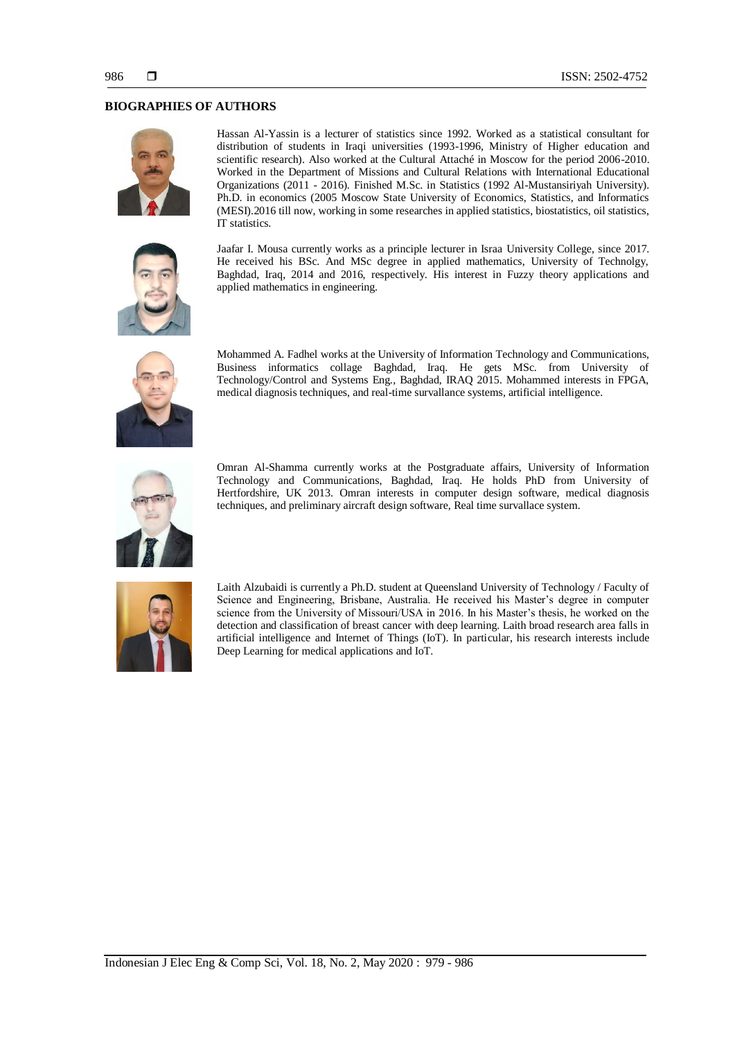**BIOGRAPHIES OF AUTHORS**

Hassan Al-Yassin is a lecturer of statistics since 1992. Worked as a statistical consultant for distribution of students in Iraqi universities (1993-1996, Ministry of Higher education and scientific research). Also worked at the Cultural Attaché in Moscow for the period 2006-2010. Worked in the Department of Missions and Cultural Relations with International Educational Organizations (2011 - 2016). Finished M.Sc. in Statistics (1992 Al-Mustansiriyah University). Ph.D. in economics (2005 Moscow State University of Economics, Statistics, and Informatics (MESI).2016 till now, working in some researches in applied statistics, biostatistics, oil statistics, IT statistics.

Jaafar I. Mousa currently works as a principle lecturer in Israa University College, since 2017. He received his BSc. And MSc degree in applied mathematics, University of Technolgy, Baghdad, Iraq, 2014 and 2016, respectively. His interest in Fuzzy theory applications and applied mathematics in engineering.

Mohammed A. Fadhel works at the University of Information Technology and Communications, Business informatics collage Baghdad, Iraq. He gets MSc. from University of Technology/Control and Systems Eng., Baghdad, IRAQ 2015. Mohammed interests in FPGA, medical diagnosis techniques, and real-time survallance systems, artificial intelligence.

Omran Al-Shamma currently works at the Postgraduate affairs, University of Information Technology and Communications, Baghdad, Iraq. He holds PhD from University of Hertfordshire, UK 2013. Omran interests in computer design software, medical diagnosis techniques, and preliminary aircraft design software, Real time survallace system.

Laith Alzubaidi is currently a Ph.D. student at Queensland University of Technology / Faculty of Science and Engineering, Brisbane, Australia. He received his Master's degree in computer science from the University of Missouri/USA in 2016. In his Master's thesis, he worked on the detection and classification of breast cancer with deep learning. Laith broad research area falls in artificial intelligence and Internet of Things (IoT). In particular, his research interests include Deep Learning for medical applications and IoT.